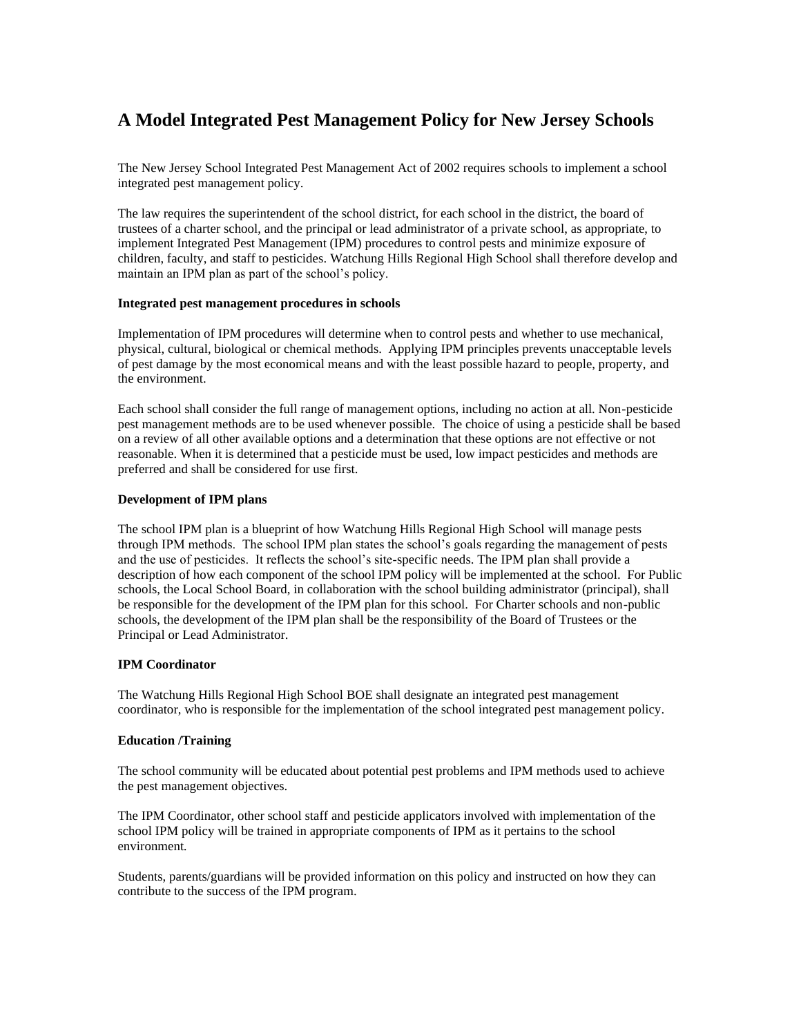# A Model Integrated Pest Management Policy for New Jersey Schools

The New Jersey School Integrated Pest Management Act of 2002 requires schools to implement a school integrated pest management policy.

The law requires the superintendent of the school district, for each school in the district, the board of trustees of a charter school, and the principal or lead administrator of a private school, as appropriate, to implement Integrated Pest Management (IPM) procedures to control pests and minimize exposure of children, faculty, and staff to pesticides. Watchung Hills Regional High School shall therefore develop and maintain an IPM plan as part of the school's policy.

**Integrated pest management procedures in schools**

Implementation of IPM procedures will determine when to control pests and whether to use mechanical, physical, cultural, biological or chemical methods. Applying IPM principles prevents unacceptable levels of pest damage by the most economical means and with the least possible hazard to people, property, and the environment.

Each school shall consider the full range of management options, including no action at all. Non-pesticide pest management methods are to be used whenever possible. The choice of using a pesticide shall be based on a review of all other available options and a determination that these options are not effective or not reasonable. When it is determined that a pesticide must be used, low impact pesticides and methods are preferred and shall be considered for use first.

**Development of IPM plans**

The school IPM plan is a blueprint of how Watchung Hills Regional High School will manage pests through IPM methods. The school IPM plan states the school's goals regarding the management of pests and the use of pesticides. It reflects the school's site-specific needs. The IPM plan shall provide a description of how each component of the school IPM policy will be implemented at the school. For Public schools, the Local School Board, in collaboration with the school building administrator (principal), shall be responsible for the development of the IPM plan for this school. For Charter schools and non-public schools, the development of the IPM plan shall be the responsibility of the Board of Trustees or the Principal or Lead Administrator.

**IPM Coordinator**

The Watchung Hills Regional High School BOE shall designate an integrated pest management coordinator, who is responsible for the implementation of the school integrated pest management policy.

**Education /Training**

The school community will be educated about potential pest problems and IPM methods used to achieve the pest management objectives.

The IPM Coordinator, other school staff and pesticide applicators involved with implementation of the school IPM policy will be trained in appropriate components of IPM as it pertains to the school environment.

Students, parents/guardians will be provided information on this policy and instructed on how they can contribute to the success of the IPM program.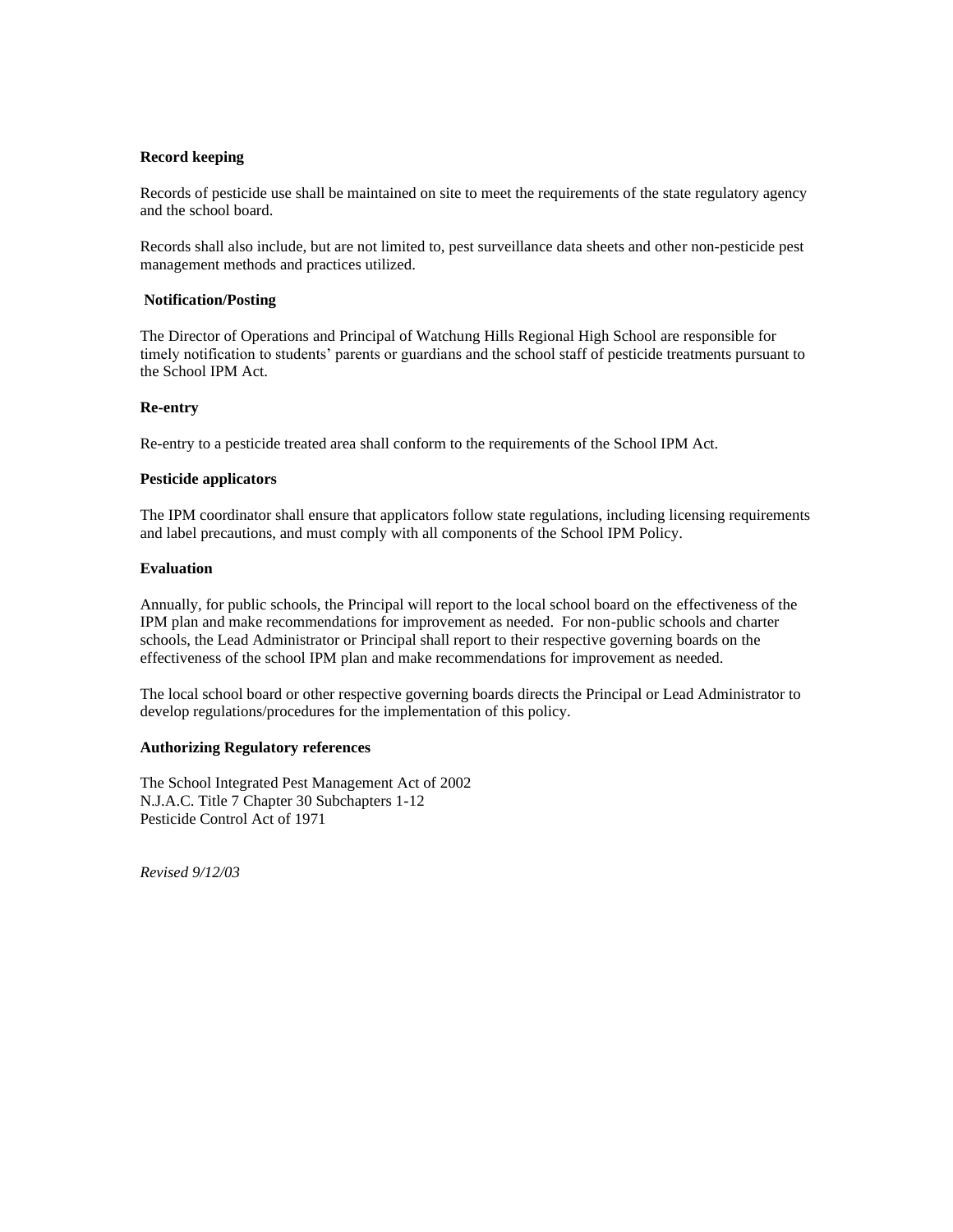**Record keeping**

Records of pesticide use shall be maintained on site to meet the requirements of the state regulatory agency and the school board.

Records shall also include, but are not limited to, pest surveillance data sheets and other non-pesticide pest management methods and practices utilized.

**Notification/Posting**

The Director of Operations and Principal of Watchung Hills Regional High School are responsible for timely notification to students' parents or guardians and the school staff of pesticide treatments pursuant to the School IPM Act.

**Re-entry**

Re-entry to a pesticide treated area shall conform to the requirements of the School IPM Act.

**Pesticide applicators**

The IPM coordinator shall ensure that applicators follow state regulations, including licensing requirements and label precautions, and must comply with all components of the School IPM Policy.

**Evaluation**

Annually, for public schools, the Principal will report to the local school board on the effectiveness of the IPM plan and make recommendations for improvement as needed. For non-public schools and charter schools, the Lead Administrator or Principal shall report to their respective governing boards on the effectiveness of the school IPM plan and make recommendations for improvement as needed.

The local school board or other respective governing boards directs the Principal or Lead Administrator to develop regulations/procedures for the implementation of this policy.

**Authorizing Regulatory references**

The School Integrated Pest Management Act of 2002
N.J.A.C. Title 7 Chapter 30 Subchapters 1-12
Pesticide Control Act of 1971

*Revised 9/12/03*